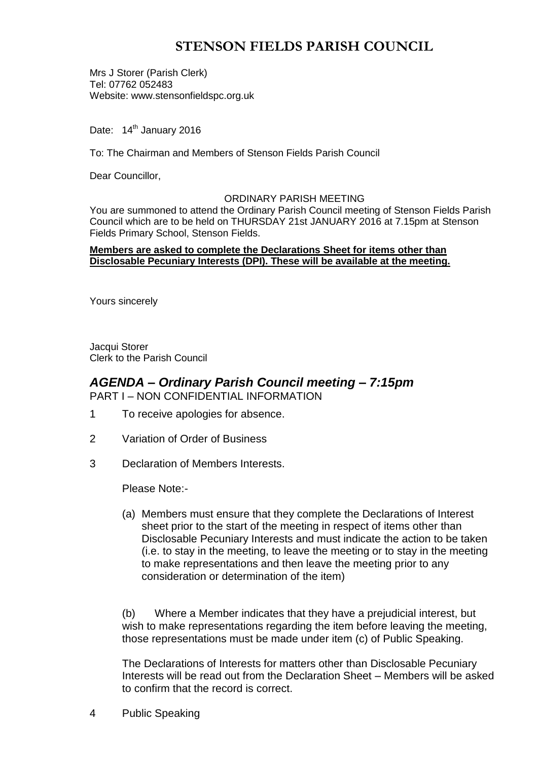# STENSON FIELDS PARISH COUNCIL

Mrs J Storer (Parish Clerk)
Tel: 07762 052483
Website: www.stensonfieldspc.org.uk

Date: 14th January 2016

To: The Chairman and Members of Stenson Fields Parish Council

Dear Councillor,

ORDINARY PARISH MEETING

You are summoned to attend the Ordinary Parish Council meeting of Stenson Fields Parish Council which are to be held on THURSDAY 21st JANUARY 2016 at 7.15pm at Stenson Fields Primary School, Stenson Fields.

**Members are asked to complete the Declarations Sheet for items other than Disclosable Pecuniary Interests (DPI). These will be available at the meeting.**

Yours sincerely

Jacqui Storer
Clerk to the Parish Council

## *AGENDA – Ordinary Parish Council meeting – 7:15pm*

PART I – NON CONFIDENTIAL INFORMATION

1 To receive apologies for absence.

2 Variation of Order of Business

3 Declaration of Members Interests.

Please Note:-

(a) Members must ensure that they complete the Declarations of Interest sheet prior to the start of the meeting in respect of items other than Disclosable Pecuniary Interests and must indicate the action to be taken (i.e. to stay in the meeting, to leave the meeting or to stay in the meeting to make representations and then leave the meeting prior to any consideration or determination of the item)

(b) Where a Member indicates that they have a prejudicial interest, but wish to make representations regarding the item before leaving the meeting, those representations must be made under item (c) of Public Speaking.

The Declarations of Interests for matters other than Disclosable Pecuniary Interests will be read out from the Declaration Sheet – Members will be asked to confirm that the record is correct.

4 Public Speaking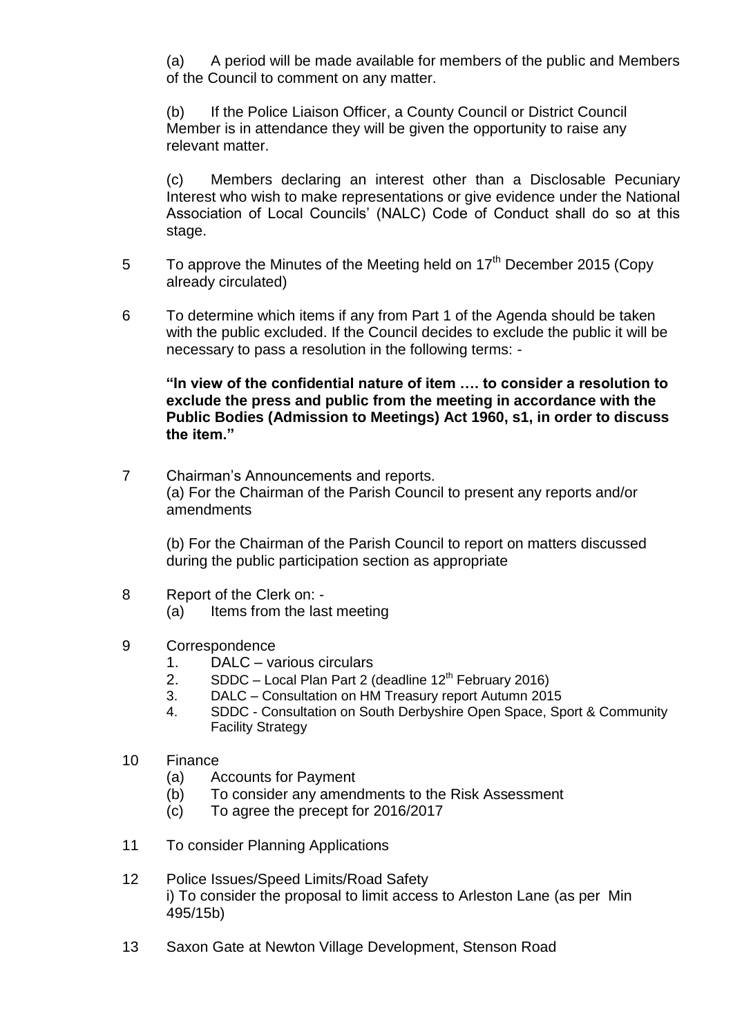(a) A period will be made available for members of the public and Members of the Council to comment on any matter.

(b) If the Police Liaison Officer, a County Council or District Council Member is in attendance they will be given the opportunity to raise any relevant matter.

(c) Members declaring an interest other than a Disclosable Pecuniary Interest who wish to make representations or give evidence under the National Association of Local Councils' (NALC) Code of Conduct shall do so at this stage.

5 To approve the Minutes of the Meeting held on 17th December 2015 (Copy already circulated)

6 To determine which items if any from Part 1 of the Agenda should be taken with the public excluded. If the Council decides to exclude the public it will be necessary to pass a resolution in the following terms: -

**"In view of the confidential nature of item …. to consider a resolution to exclude the press and public from the meeting in accordance with the Public Bodies (Admission to Meetings) Act 1960, s1, in order to discuss the item."**

7 Chairman's Announcements and reports.
(a) For the Chairman of the Parish Council to present any reports and/or amendments

(b) For the Chairman of the Parish Council to report on matters discussed during the public participation section as appropriate

8 Report of the Clerk on: -
(a) Items from the last meeting

9 Correspondence
1. DALC – various circulars
2. SDDC – Local Plan Part 2 (deadline 12th February 2016)
3. DALC – Consultation on HM Treasury report Autumn 2015
4. SDDC - Consultation on South Derbyshire Open Space, Sport & Community Facility Strategy

10 Finance
(a) Accounts for Payment
(b) To consider any amendments to the Risk Assessment
(c) To agree the precept for 2016/2017

11 To consider Planning Applications

12 Police Issues/Speed Limits/Road Safety
i) To consider the proposal to limit access to Arleston Lane (as per Min 495/15b)

13 Saxon Gate at Newton Village Development, Stenson Road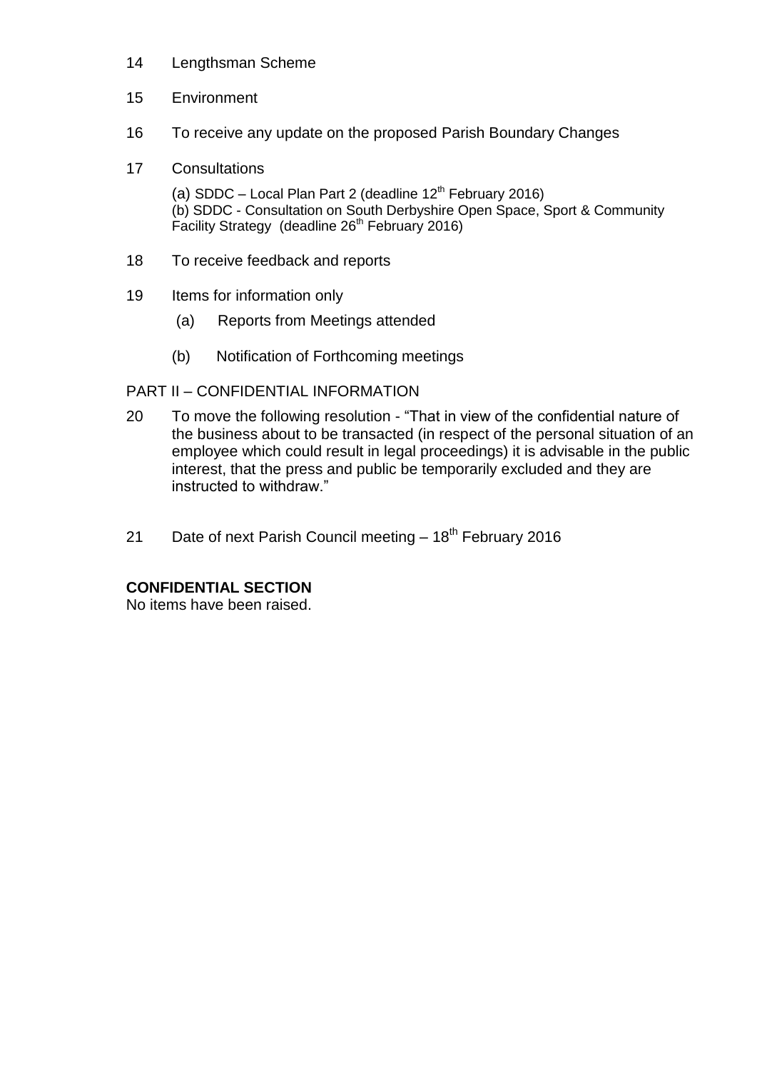14 Lengthsman Scheme

15 Environment

16 To receive any update on the proposed Parish Boundary Changes

17 Consultations

(a) SDDC – Local Plan Part 2 (deadline 12th February 2016)
(b) SDDC - Consultation on South Derbyshire Open Space, Sport & Community Facility Strategy (deadline 26th February 2016)

18 To receive feedback and reports

19 Items for information only

(a) Reports from Meetings attended

(b) Notification of Forthcoming meetings

PART II – CONFIDENTIAL INFORMATION

20 To move the following resolution - "That in view of the confidential nature of the business about to be transacted (in respect of the personal situation of an employee which could result in legal proceedings) it is advisable in the public interest, that the press and public be temporarily excluded and they are instructed to withdraw."

21 Date of next Parish Council meeting – 18th February 2016

**CONFIDENTIAL SECTION**
No items have been raised.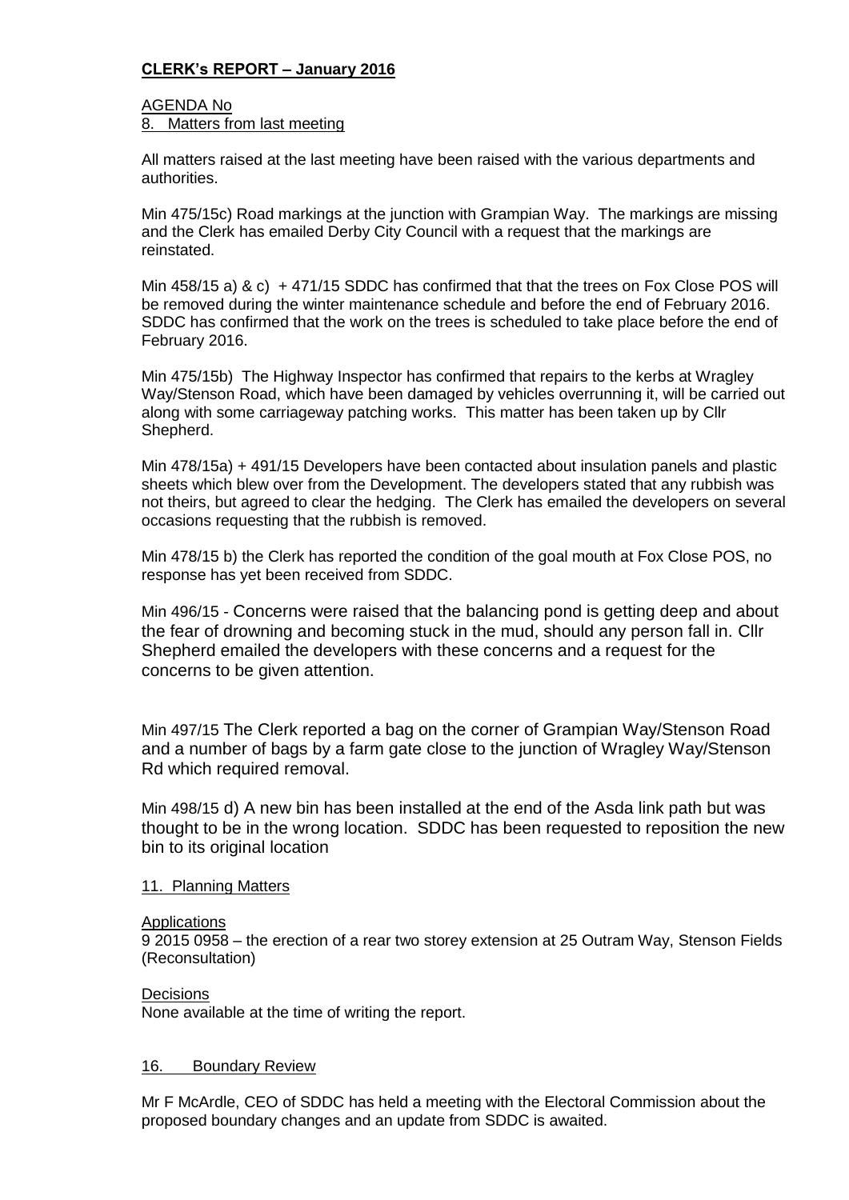**CLERK's REPORT – January 2016**

AGENDA No

8. Matters from last meeting

All matters raised at the last meeting have been raised with the various departments and authorities.

Min 475/15c) Road markings at the junction with Grampian Way. The markings are missing and the Clerk has emailed Derby City Council with a request that the markings are reinstated.

Min 458/15 a) & c) + 471/15 SDDC has confirmed that that the trees on Fox Close POS will be removed during the winter maintenance schedule and before the end of February 2016. SDDC has confirmed that the work on the trees is scheduled to take place before the end of February 2016.

Min 475/15b) The Highway Inspector has confirmed that repairs to the kerbs at Wragley Way/Stenson Road, which have been damaged by vehicles overrunning it, will be carried out along with some carriageway patching works. This matter has been taken up by Cllr Shepherd.

Min 478/15a) + 491/15 Developers have been contacted about insulation panels and plastic sheets which blew over from the Development. The developers stated that any rubbish was not theirs, but agreed to clear the hedging. The Clerk has emailed the developers on several occasions requesting that the rubbish is removed.

Min 478/15 b) the Clerk has reported the condition of the goal mouth at Fox Close POS, no response has yet been received from SDDC.

Min 496/15 - Concerns were raised that the balancing pond is getting deep and about the fear of drowning and becoming stuck in the mud, should any person fall in. Cllr Shepherd emailed the developers with these concerns and a request for the concerns to be given attention.

Min 497/15 The Clerk reported a bag on the corner of Grampian Way/Stenson Road and a number of bags by a farm gate close to the junction of Wragley Way/Stenson Rd which required removal.

Min 498/15 d) A new bin has been installed at the end of the Asda link path but was thought to be in the wrong location. SDDC has been requested to reposition the new bin to its original location

11. Planning Matters

Applications

9 2015 0958 – the erection of a rear two storey extension at 25 Outram Way, Stenson Fields (Reconsultation)

Decisions

None available at the time of writing the report.

16. Boundary Review

Mr F McArdle, CEO of SDDC has held a meeting with the Electoral Commission about the proposed boundary changes and an update from SDDC is awaited.